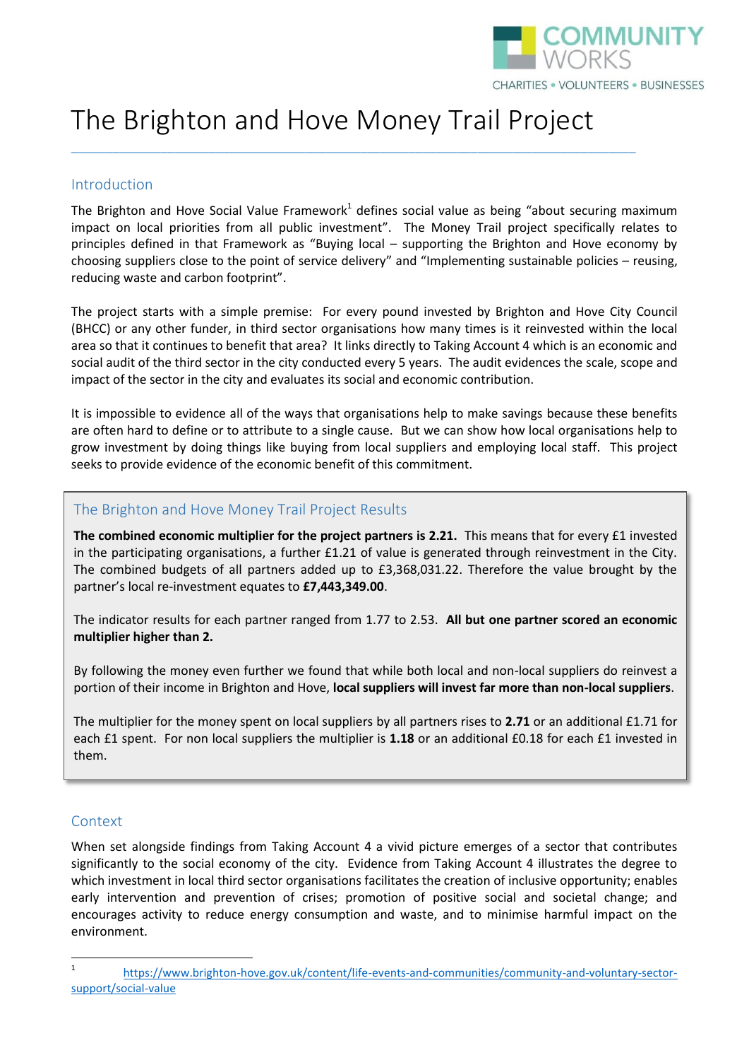# The Brighton and Hove Money Trail Project

## Introduction

The Brighton and Hove Social Value Framework[1] defines social value as being "about securing maximum impact on local priorities from all public investment". The Money Trail project specifically relates to principles defined in that Framework as "Buying local – supporting the Brighton and Hove economy by choosing suppliers close to the point of service delivery" and "Implementing sustainable policies – reusing, reducing waste and carbon footprint".

The project starts with a simple premise: For every pound invested by Brighton and Hove City Council (BHCC) or any other funder, in third sector organisations how many times is it reinvested within the local area so that it continues to benefit that area? It links directly to Taking Account 4 which is an economic and social audit of the third sector in the city conducted every 5 years. The audit evidences the scale, scope and impact of the sector in the city and evaluates its social and economic contribution.

It is impossible to evidence all of the ways that organisations help to make savings because these benefits are often hard to define or to attribute to a single cause. But we can show how local organisations help to grow investment by doing things like buying from local suppliers and employing local staff. This project seeks to provide evidence of the economic benefit of this commitment.

## The Brighton and Hove Money Trail Project Results

**The combined economic multiplier for the project partners is 2.21.** This means that for every £1 invested in the participating organisations, a further £1.21 of value is generated through reinvestment in the City. The combined budgets of all partners added up to £3,368,031.22. Therefore the value brought by the partner's local re-investment equates to **£7,443,349.00**.

The indicator results for each partner ranged from 1.77 to 2.53. **All but one partner scored an economic multiplier higher than 2.**

By following the money even further we found that while both local and non-local suppliers do reinvest a portion of their income in Brighton and Hove, **local suppliers will invest far more than non-local suppliers**.

The multiplier for the money spent on local suppliers by all partners rises to **2.71** or an additional £1.71 for each £1 spent. For non local suppliers the multiplier is **1.18** or an additional £0.18 for each £1 invested in them.

## Context

When set alongside findings from Taking Account 4 a vivid picture emerges of a sector that contributes significantly to the social economy of the city. Evidence from Taking Account 4 illustrates the degree to which investment in local third sector organisations facilitates the creation of inclusive opportunity; enables early intervention and prevention of crises; promotion of positive social and societal change; and encourages activity to reduce energy consumption and waste, and to minimise harmful impact on the environment.

---

[1] https://www.brighton-hove.gov.uk/content/life-events-and-communities/community-and-voluntary-sector-support/social-value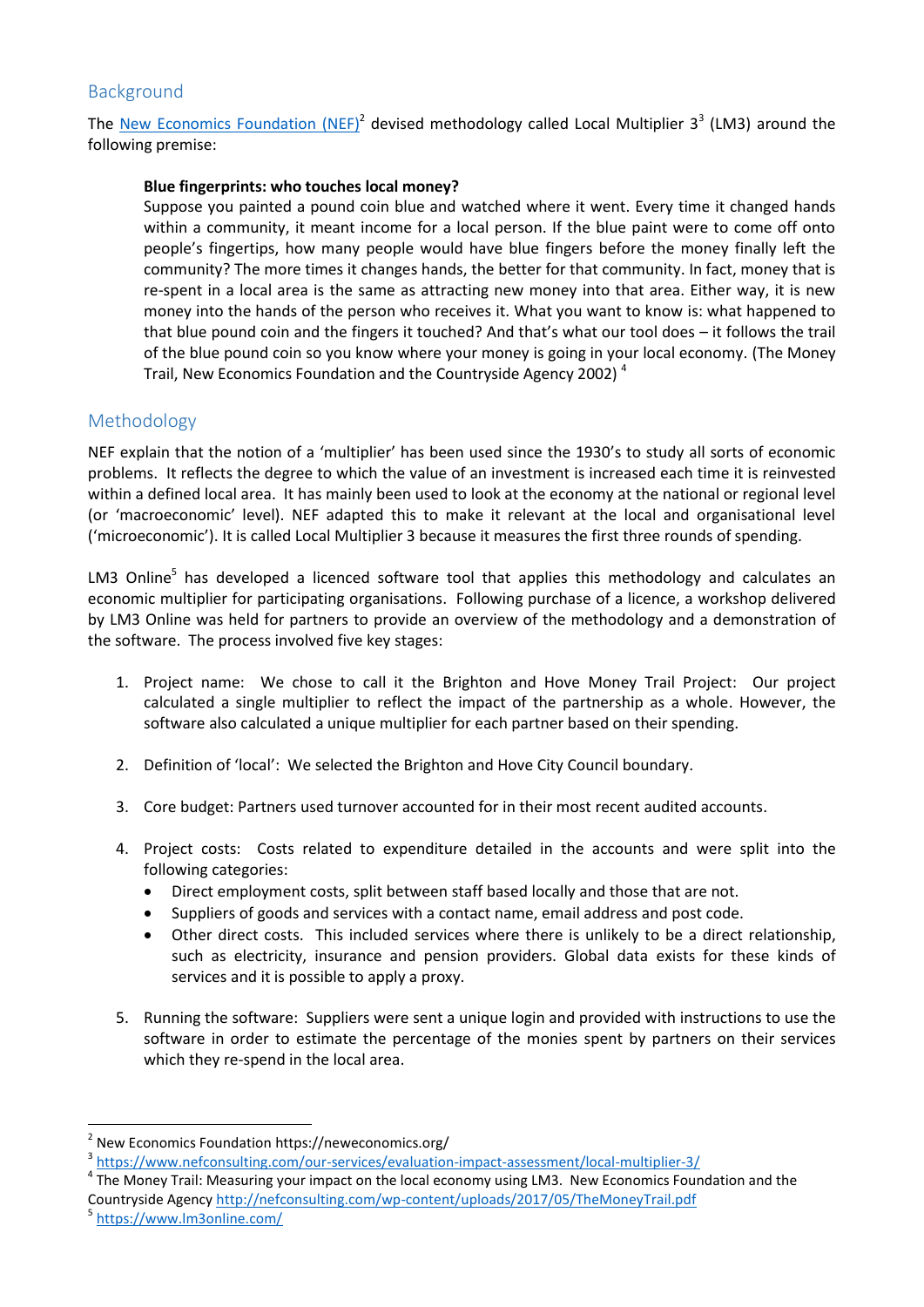## Background

The [New Economics Foundation (NEF)](https://neweconomics.org/)[2] devised methodology called Local Multiplier 3[3] (LM3) around the following premise:

> **Blue fingerprints: who touches local money?**
> Suppose you painted a pound coin blue and watched where it went. Every time it changed hands within a community, it meant income for a local person. If the blue paint were to come off onto people's fingertips, how many people would have blue fingers before the money finally left the community? The more times it changes hands, the better for that community. In fact, money that is re-spent in a local area is the same as attracting new money into that area. Either way, it is new money into the hands of the person who receives it. What you want to know is: what happened to that blue pound coin and the fingers it touched? And that's what our tool does – it follows the trail of the blue pound coin so you know where your money is going in your local economy. (The Money Trail, New Economics Foundation and the Countryside Agency 2002) [4]

## Methodology

NEF explain that the notion of a 'multiplier' has been used since the 1930's to study all sorts of economic problems. It reflects the degree to which the value of an investment is increased each time it is reinvested within a defined local area. It has mainly been used to look at the economy at the national or regional level (or 'macroeconomic' level). NEF adapted this to make it relevant at the local and organisational level ('microeconomic'). It is called Local Multiplier 3 because it measures the first three rounds of spending.

LM3 Online[5] has developed a licenced software tool that applies this methodology and calculates an economic multiplier for participating organisations. Following purchase of a licence, a workshop delivered by LM3 Online was held for partners to provide an overview of the methodology and a demonstration of the software. The process involved five key stages:

1. Project name: We chose to call it the Brighton and Hove Money Trail Project: Our project calculated a single multiplier to reflect the impact of the partnership as a whole. However, the software also calculated a unique multiplier for each partner based on their spending.

2. Definition of 'local': We selected the Brighton and Hove City Council boundary.

3. Core budget: Partners used turnover accounted for in their most recent audited accounts.

4. Project costs: Costs related to expenditure detailed in the accounts and were split into the following categories:
   - Direct employment costs, split between staff based locally and those that are not.
   - Suppliers of goods and services with a contact name, email address and post code.
   - Other direct costs. This included services where there is unlikely to be a direct relationship, such as electricity, insurance and pension providers. Global data exists for these kinds of services and it is possible to apply a proxy.

5. Running the software: Suppliers were sent a unique login and provided with instructions to use the software in order to estimate the percentage of the monies spent by partners on their services which they re-spend in the local area.

---

[2] New Economics Foundation https://neweconomics.org/
[3] https://www.nefconsulting.com/our-services/evaluation-impact-assessment/local-multiplier-3/
[4] The Money Trail: Measuring your impact on the local economy using LM3. New Economics Foundation and the Countryside Agency http://nefconsulting.com/wp-content/uploads/2017/05/TheMoneyTrail.pdf
[5] https://www.lm3online.com/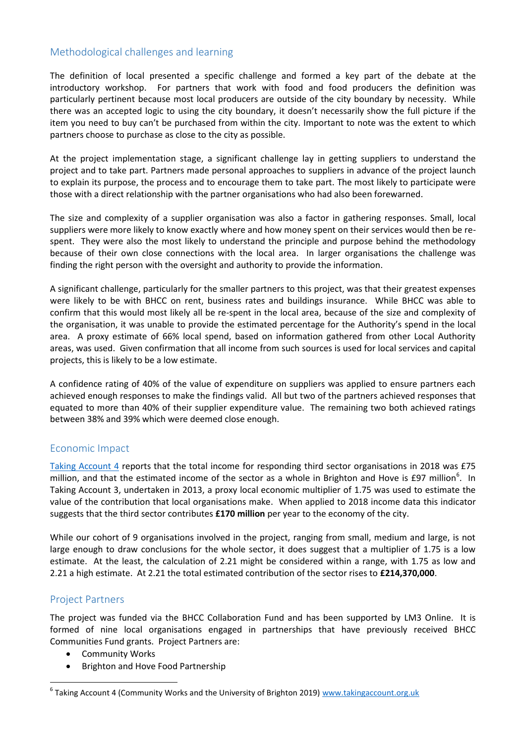## Methodological challenges and learning

The definition of local presented a specific challenge and formed a key part of the debate at the introductory workshop. For partners that work with food and food producers the definition was particularly pertinent because most local producers are outside of the city boundary by necessity. While there was an accepted logic to using the city boundary, it doesn't necessarily show the full picture if the item you need to buy can't be purchased from within the city. Important to note was the extent to which partners choose to purchase as close to the city as possible.

At the project implementation stage, a significant challenge lay in getting suppliers to understand the project and to take part. Partners made personal approaches to suppliers in advance of the project launch to explain its purpose, the process and to encourage them to take part. The most likely to participate were those with a direct relationship with the partner organisations who had also been forewarned.

The size and complexity of a supplier organisation was also a factor in gathering responses. Small, local suppliers were more likely to know exactly where and how money spent on their services would then be re-spent. They were also the most likely to understand the principle and purpose behind the methodology because of their own close connections with the local area. In larger organisations the challenge was finding the right person with the oversight and authority to provide the information.

A significant challenge, particularly for the smaller partners to this project, was that their greatest expenses were likely to be with BHCC on rent, business rates and buildings insurance. While BHCC was able to confirm that this would most likely all be re-spent in the local area, because of the size and complexity of the organisation, it was unable to provide the estimated percentage for the Authority's spend in the local area. A proxy estimate of 66% local spend, based on information gathered from other Local Authority areas, was used. Given confirmation that all income from such sources is used for local services and capital projects, this is likely to be a low estimate.

A confidence rating of 40% of the value of expenditure on suppliers was applied to ensure partners each achieved enough responses to make the findings valid. All but two of the partners achieved responses that equated to more than 40% of their supplier expenditure value. The remaining two both achieved ratings between 38% and 39% which were deemed close enough.

## Economic Impact

Taking Account 4 reports that the total income for responding third sector organisations in 2018 was £75 million, and that the estimated income of the sector as a whole in Brighton and Hove is £97 million[6]. In Taking Account 3, undertaken in 2013, a proxy local economic multiplier of 1.75 was used to estimate the value of the contribution that local organisations make. When applied to 2018 income data this indicator suggests that the third sector contributes **£170 million** per year to the economy of the city.

While our cohort of 9 organisations involved in the project, ranging from small, medium and large, is not large enough to draw conclusions for the whole sector, it does suggest that a multiplier of 1.75 is a low estimate. At the least, the calculation of 2.21 might be considered within a range, with 1.75 as low and 2.21 a high estimate. At 2.21 the total estimated contribution of the sector rises to **£214,370,000**.

## Project Partners

The project was funded via the BHCC Collaboration Fund and has been supported by LM3 Online. It is formed of nine local organisations engaged in partnerships that have previously received BHCC Communities Fund grants. Project Partners are:

- Community Works
- Brighton and Hove Food Partnership

[6] Taking Account 4 (Community Works and the University of Brighton 2019) www.takingaccount.org.uk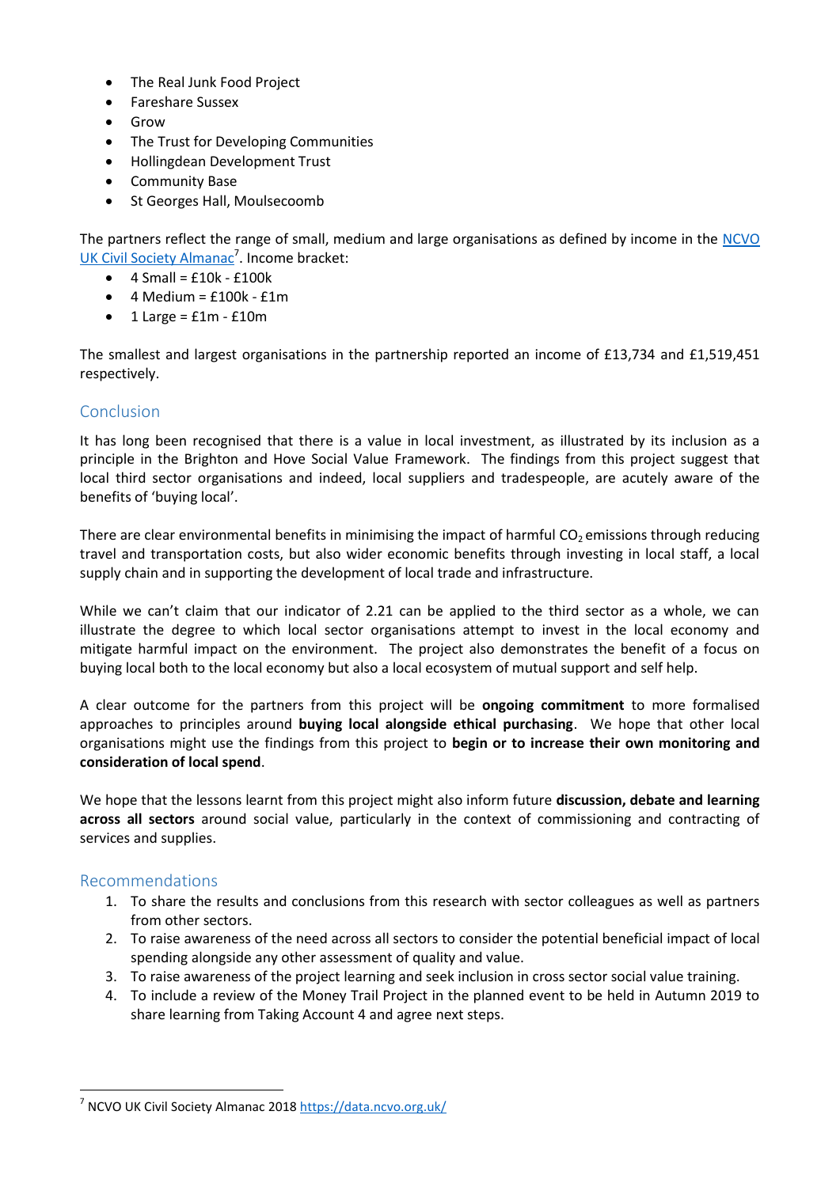- The Real Junk Food Project
- Fareshare Sussex
- Grow
- The Trust for Developing Communities
- Hollingdean Development Trust
- Community Base
- St Georges Hall, Moulsecoomb

The partners reflect the range of small, medium and large organisations as defined by income in the [NCVO UK Civil Society Almanac][7]. Income bracket:

- 4 Small = £10k - £100k
- 4 Medium = £100k - £1m
- 1 Large = £1m - £10m

The smallest and largest organisations in the partnership reported an income of £13,734 and £1,519,451 respectively.

## Conclusion

It has long been recognised that there is a value in local investment, as illustrated by its inclusion as a principle in the Brighton and Hove Social Value Framework. The findings from this project suggest that local third sector organisations and indeed, local suppliers and tradespeople, are acutely aware of the benefits of 'buying local'.

There are clear environmental benefits in minimising the impact of harmful $CO_2$ emissions through reducing travel and transportation costs, but also wider economic benefits through investing in local staff, a local supply chain and in supporting the development of local trade and infrastructure.

While we can't claim that our indicator of 2.21 can be applied to the third sector as a whole, we can illustrate the degree to which local sector organisations attempt to invest in the local economy and mitigate harmful impact on the environment. The project also demonstrates the benefit of a focus on buying local both to the local economy but also a local ecosystem of mutual support and self help.

A clear outcome for the partners from this project will be **ongoing commitment** to more formalised approaches to principles around **buying local alongside ethical purchasing**. We hope that other local organisations might use the findings from this project to **begin or to increase their own monitoring and consideration of local spend**.

We hope that the lessons learnt from this project might also inform future **discussion, debate and learning across all sectors** around social value, particularly in the context of commissioning and contracting of services and supplies.

## Recommendations

1. To share the results and conclusions from this research with sector colleagues as well as partners from other sectors.
2. To raise awareness of the need across all sectors to consider the potential beneficial impact of local spending alongside any other assessment of quality and value.
3. To raise awareness of the project learning and seek inclusion in cross sector social value training.
4. To include a review of the Money Trail Project in the planned event to be held in Autumn 2019 to share learning from Taking Account 4 and agree next steps.

---

[7] NCVO UK Civil Society Almanac 2018 https://data.ncvo.org.uk/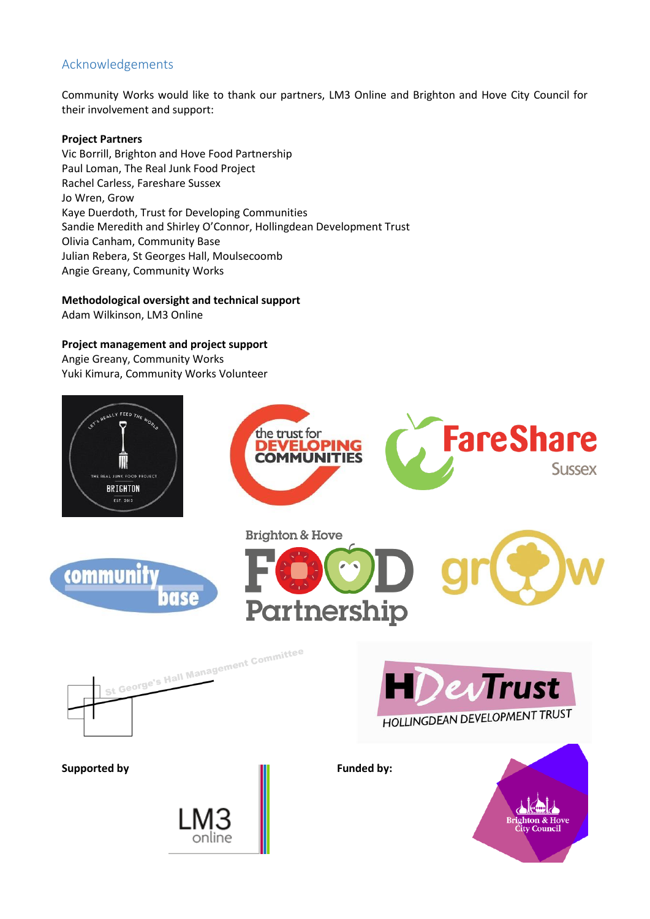## Acknowledgements

Community Works would like to thank our partners, LM3 Online and Brighton and Hove City Council for their involvement and support:

**Project Partners**
Vic Borrill, Brighton and Hove Food Partnership
Paul Loman, The Real Junk Food Project
Rachel Carless, Fareshare Sussex
Jo Wren, Grow
Kaye Duerdoth, Trust for Developing Communities
Sandie Meredith and Shirley O'Connor, Hollingdean Development Trust
Olivia Canham, Community Base
Julian Rebera, St Georges Hall, Moulsecoomb
Angie Greany, Community Works

**Methodological oversight and technical support**
Adam Wilkinson, LM3 Online

**Project management and project support**
Angie Greany, Community Works
Yuki Kimura, Community Works Volunteer

**Supported by**

**Funded by:**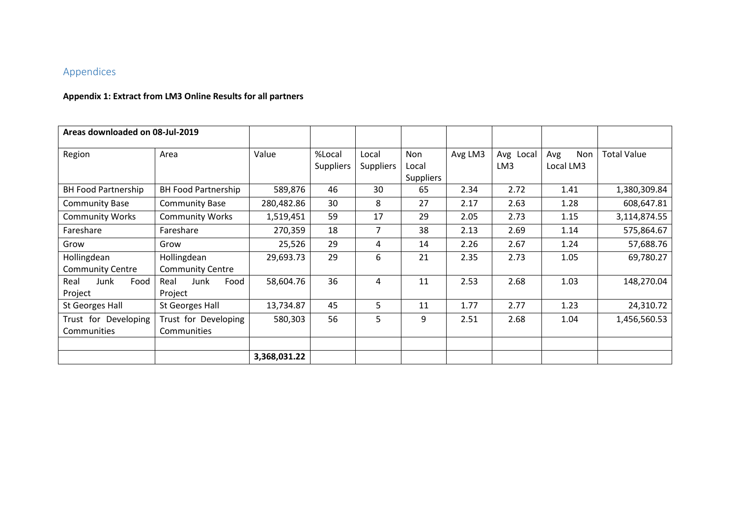## Appendices

**Appendix 1: Extract from LM3 Online Results for all partners**

| **Areas downloaded on 08-Jul-2019** | | | | | | | | | |
|---|---|---|---|---|---|---|---|---|---|
| Region | Area | Value | %Local Suppliers | Local Suppliers | Non Local Suppliers | Avg LM3 | Avg Local LM3 | Avg Non Local LM3 | Total Value |
| BH Food Partnership | BH Food Partnership | 589,876 | 46 | 30 | 65 | 2.34 | 2.72 | 1.41 | 1,380,309.84 |
| Community Base | Community Base | 280,482.86 | 30 | 8 | 27 | 2.17 | 2.63 | 1.28 | 608,647.81 |
| Community Works | Community Works | 1,519,451 | 59 | 17 | 29 | 2.05 | 2.73 | 1.15 | 3,114,874.55 |
| Fareshare | Fareshare | 270,359 | 18 | 7 | 38 | 2.13 | 2.69 | 1.14 | 575,864.67 |
| Grow | Grow | 25,526 | 29 | 4 | 14 | 2.26 | 2.67 | 1.24 | 57,688.76 |
| Hollingdean Community Centre | Hollingdean Community Centre | 29,693.73 | 29 | 6 | 21 | 2.35 | 2.73 | 1.05 | 69,780.27 |
| Real Junk Food Project | Real Junk Food Project | 58,604.76 | 36 | 4 | 11 | 2.53 | 2.68 | 1.03 | 148,270.04 |
| St Georges Hall | St Georges Hall | 13,734.87 | 45 | 5 | 11 | 1.77 | 2.77 | 1.23 | 24,310.72 |
| Trust for Developing Communities | Trust for Developing Communities | 580,303 | 56 | 5 | 9 | 2.51 | 2.68 | 1.04 | 1,456,560.53 |
| | | | | | | | | | |
| | | **3,368,031.22** | | | | | | | |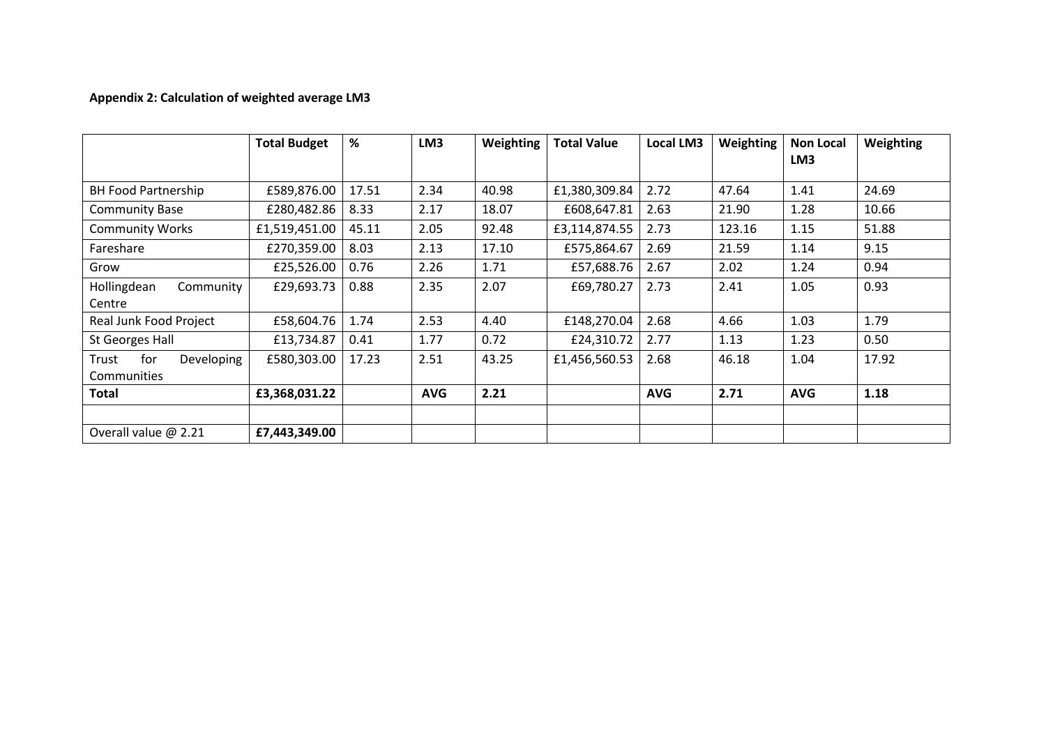**Appendix 2: Calculation of weighted average LM3**

| | Total Budget | % | LM3 | Weighting | Total Value | Local LM3 | Weighting | Non Local LM3 | Weighting |
|---|---|---|---|---|---|---|---|---|---|
| BH Food Partnership | £589,876.00 | 17.51 | 2.34 | 40.98 | £1,380,309.84 | 2.72 | 47.64 | 1.41 | 24.69 |
| Community Base | £280,482.86 | 8.33 | 2.17 | 18.07 | £608,647.81 | 2.63 | 21.90 | 1.28 | 10.66 |
| Community Works | £1,519,451.00 | 45.11 | 2.05 | 92.48 | £3,114,874.55 | 2.73 | 123.16 | 1.15 | 51.88 |
| Fareshare | £270,359.00 | 8.03 | 2.13 | 17.10 | £575,864.67 | 2.69 | 21.59 | 1.14 | 9.15 |
| Grow | £25,526.00 | 0.76 | 2.26 | 1.71 | £57,688.76 | 2.67 | 2.02 | 1.24 | 0.94 |
| Hollingdean Community Centre | £29,693.73 | 0.88 | 2.35 | 2.07 | £69,780.27 | 2.73 | 2.41 | 1.05 | 0.93 |
| Real Junk Food Project | £58,604.76 | 1.74 | 2.53 | 4.40 | £148,270.04 | 2.68 | 4.66 | 1.03 | 1.79 |
| St Georges Hall | £13,734.87 | 0.41 | 1.77 | 0.72 | £24,310.72 | 2.77 | 1.13 | 1.23 | 0.50 |
| Trust for Developing Communities | £580,303.00 | 17.23 | 2.51 | 43.25 | £1,456,560.53 | 2.68 | 46.18 | 1.04 | 17.92 |
| **Total** | **£3,368,031.22** | | **AVG** | **2.21** | | **AVG** | **2.71** | **AVG** | **1.18** |
| | | | | | | | | | |
| Overall value @ 2.21 | **£7,443,349.00** | | | | | | | | |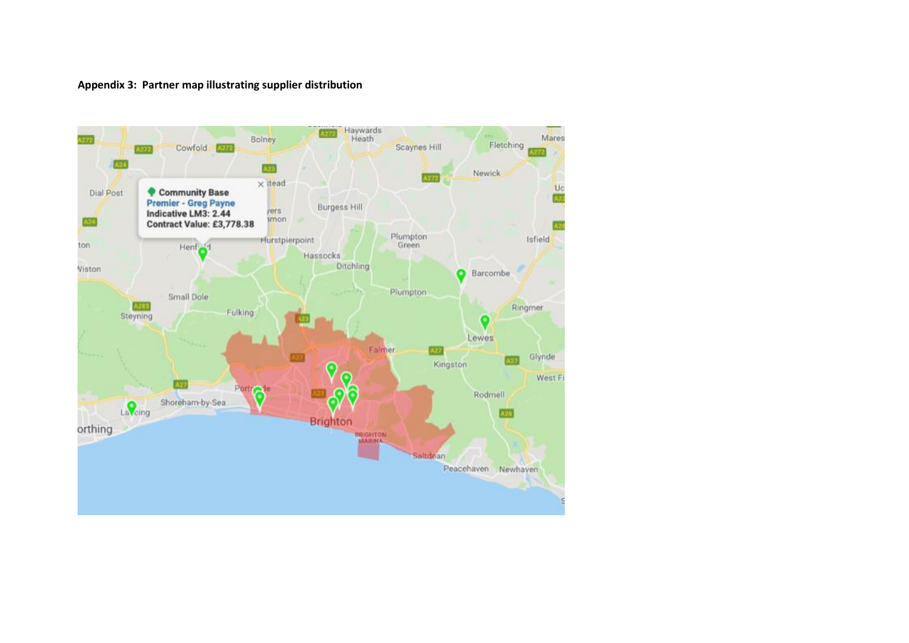**Appendix 3: Partner map illustrating supplier distribution**

Community Base
Premier - Greg Payne
Indicative LM3: 2.44
Contract Value: £3,778.38